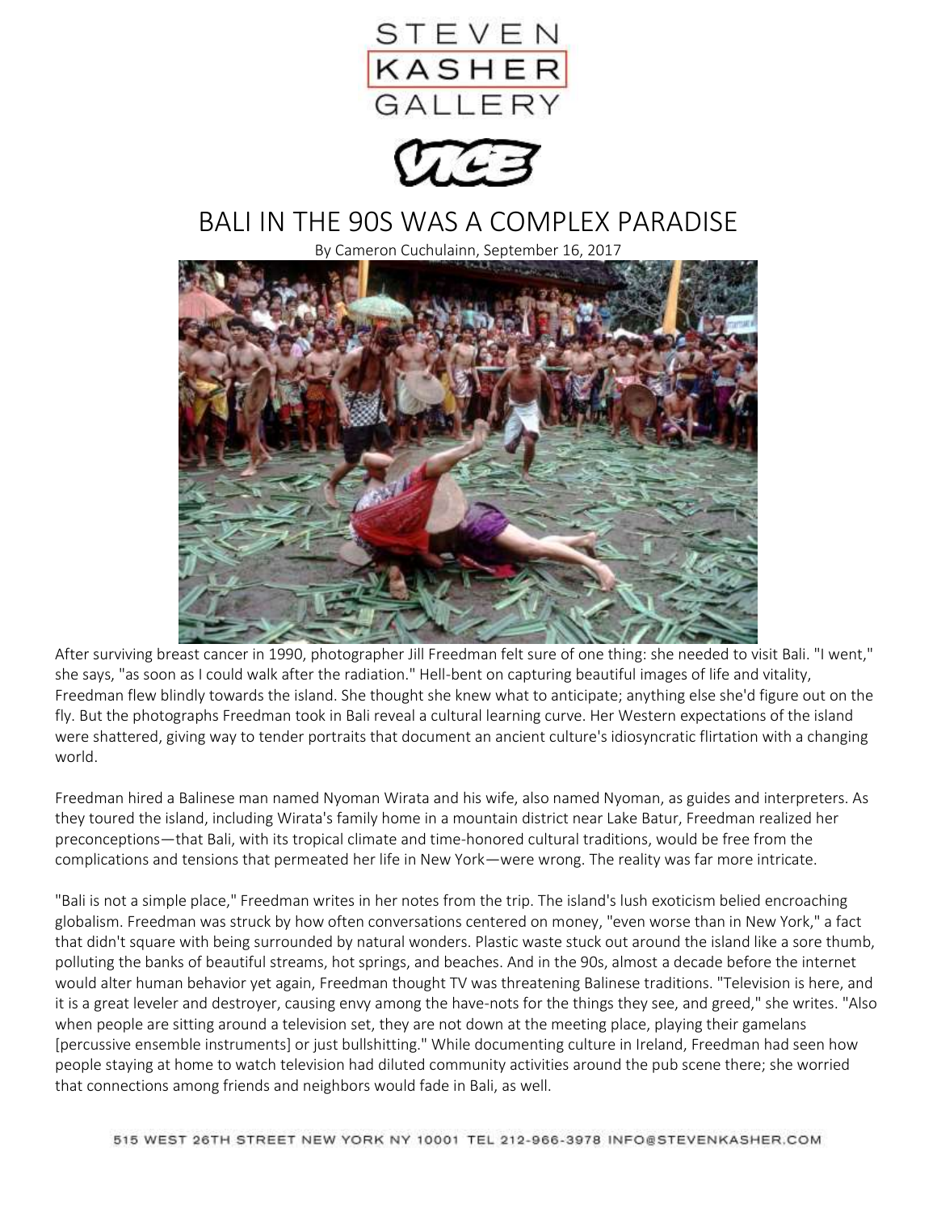STEVEN KASHER GALLERY

VICE

# BALI IN THE 90S WAS A COMPLEX PARADISE

By Cameron Cuchulainn, September 16, 2017

After surviving breast cancer in 1990, photographer Jill Freedman felt sure of one thing: she needed to visit Bali. "I went," she says, "as soon as I could walk after the radiation." Hell-bent on capturing beautiful images of life and vitality, Freedman flew blindly towards the island. She thought she knew what to anticipate; anything else she'd figure out on the fly. But the photographs Freedman took in Bali reveal a cultural learning curve. Her Western expectations of the island were shattered, giving way to tender portraits that document an ancient culture's idiosyncratic flirtation with a changing world.

Freedman hired a Balinese man named Nyoman Wirata and his wife, also named Nyoman, as guides and interpreters. As they toured the island, including Wirata's family home in a mountain district near Lake Batur, Freedman realized her preconceptions—that Bali, with its tropical climate and time-honored cultural traditions, would be free from the complications and tensions that permeated her life in New York—were wrong. The reality was far more intricate.

"Bali is not a simple place," Freedman writes in her notes from the trip. The island's lush exoticism belied encroaching globalism. Freedman was struck by how often conversations centered on money, "even worse than in New York," a fact that didn't square with being surrounded by natural wonders. Plastic waste stuck out around the island like a sore thumb, polluting the banks of beautiful streams, hot springs, and beaches. And in the 90s, almost a decade before the internet would alter human behavior yet again, Freedman thought TV was threatening Balinese traditions. "Television is here, and it is a great leveler and destroyer, causing envy among the have-nots for the things they see, and greed," she writes. "Also when people are sitting around a television set, they are not down at the meeting place, playing their gamelans [percussive ensemble instruments] or just bullshitting." While documenting culture in Ireland, Freedman had seen how people staying at home to watch television had diluted community activities around the pub scene there; she worried that connections among friends and neighbors would fade in Bali, as well.

515 WEST 26TH STREET NEW YORK NY 10001 TEL 212-966-3978 INFO@STEVENKASHER.COM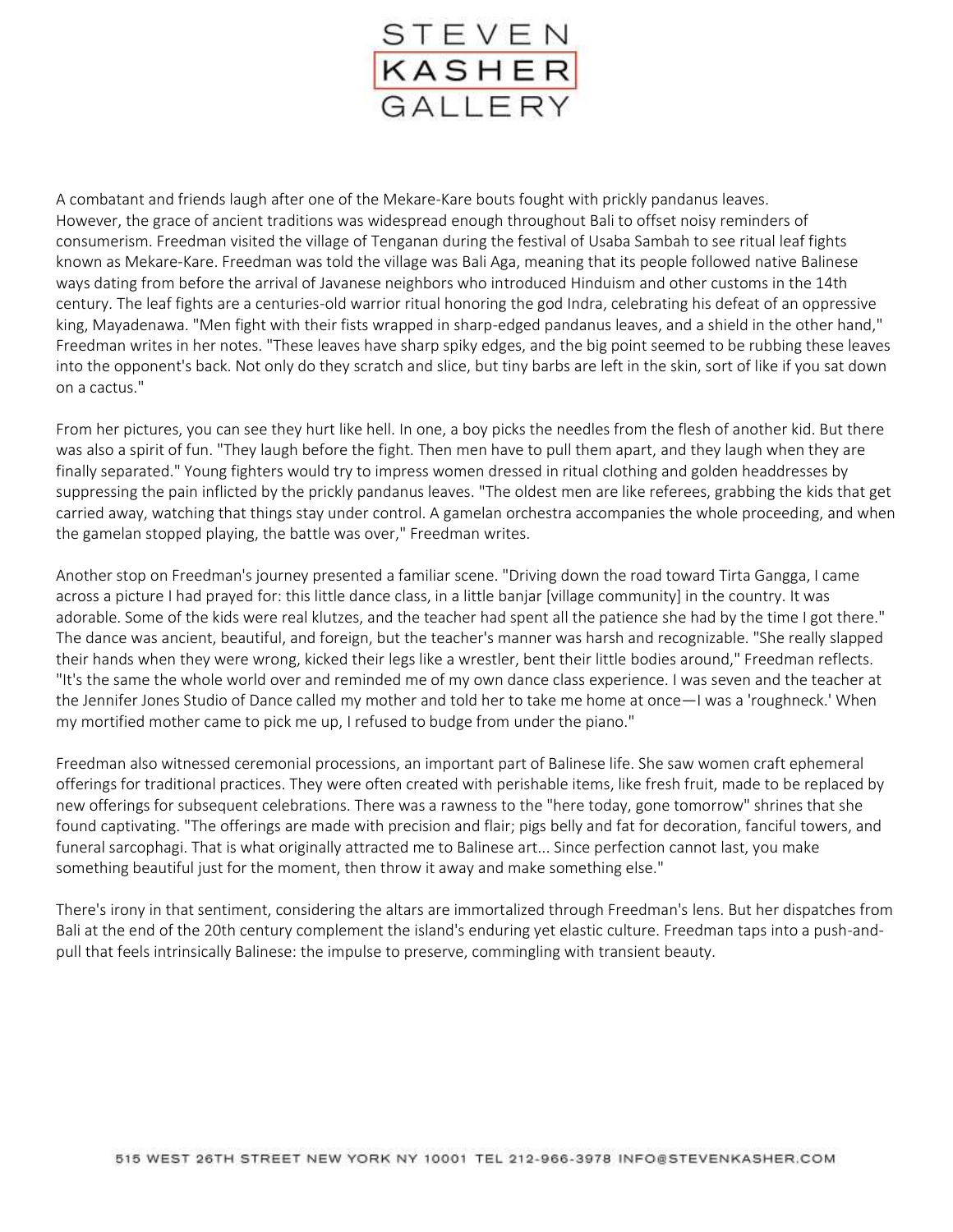A combatant and friends laugh after one of the Mekare-Kare bouts fought with prickly pandanus leaves.
However, the grace of ancient traditions was widespread enough throughout Bali to offset noisy reminders of consumerism. Freedman visited the village of Tenganan during the festival of Usaba Sambah to see ritual leaf fights known as Mekare-Kare. Freedman was told the village was Bali Aga, meaning that its people followed native Balinese ways dating from before the arrival of Javanese neighbors who introduced Hinduism and other customs in the 14th century. The leaf fights are a centuries-old warrior ritual honoring the god Indra, celebrating his defeat of an oppressive king, Mayadenawa. "Men fight with their fists wrapped in sharp-edged pandanus leaves, and a shield in the other hand," Freedman writes in her notes. "These leaves have sharp spiky edges, and the big point seemed to be rubbing these leaves into the opponent's back. Not only do they scratch and slice, but tiny barbs are left in the skin, sort of like if you sat down on a cactus."

From her pictures, you can see they hurt like hell. In one, a boy picks the needles from the flesh of another kid. But there was also a spirit of fun. "They laugh before the fight. Then men have to pull them apart, and they laugh when they are finally separated." Young fighters would try to impress women dressed in ritual clothing and golden headdresses by suppressing the pain inflicted by the prickly pandanus leaves. "The oldest men are like referees, grabbing the kids that get carried away, watching that things stay under control. A gamelan orchestra accompanies the whole proceeding, and when the gamelan stopped playing, the battle was over," Freedman writes.

Another stop on Freedman's journey presented a familiar scene. "Driving down the road toward Tirta Gangga, I came across a picture I had prayed for: this little dance class, in a little banjar [village community] in the country. It was adorable. Some of the kids were real klutzes, and the teacher had spent all the patience she had by the time I got there." The dance was ancient, beautiful, and foreign, but the teacher's manner was harsh and recognizable. "She really slapped their hands when they were wrong, kicked their legs like a wrestler, bent their little bodies around," Freedman reflects. "It's the same the whole world over and reminded me of my own dance class experience. I was seven and the teacher at the Jennifer Jones Studio of Dance called my mother and told her to take me home at once—I was a 'roughneck.' When my mortified mother came to pick me up, I refused to budge from under the piano."

Freedman also witnessed ceremonial processions, an important part of Balinese life. She saw women craft ephemeral offerings for traditional practices. They were often created with perishable items, like fresh fruit, made to be replaced by new offerings for subsequent celebrations. There was a rawness to the "here today, gone tomorrow" shrines that she found captivating. "The offerings are made with precision and flair; pigs belly and fat for decoration, fanciful towers, and funeral sarcophagi. That is what originally attracted me to Balinese art... Since perfection cannot last, you make something beautiful just for the moment, then throw it away and make something else."

There's irony in that sentiment, considering the altars are immortalized through Freedman's lens. But her dispatches from Bali at the end of the 20th century complement the island's enduring yet elastic culture. Freedman taps into a push-and-pull that feels intrinsically Balinese: the impulse to preserve, commingling with transient beauty.